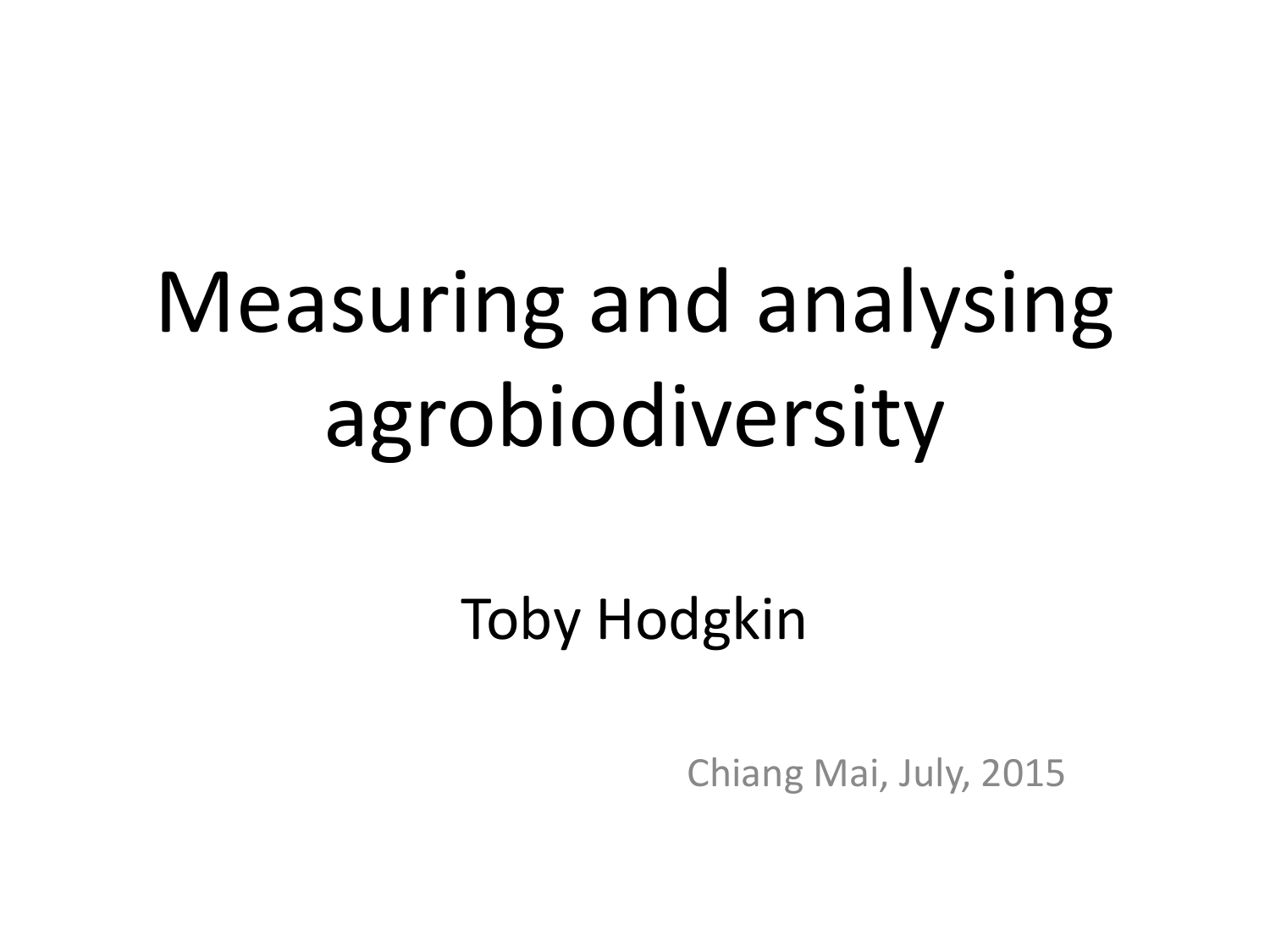# Measuring and analysing agrobiodiversity

Toby Hodgkin

Chiang Mai, July, 2015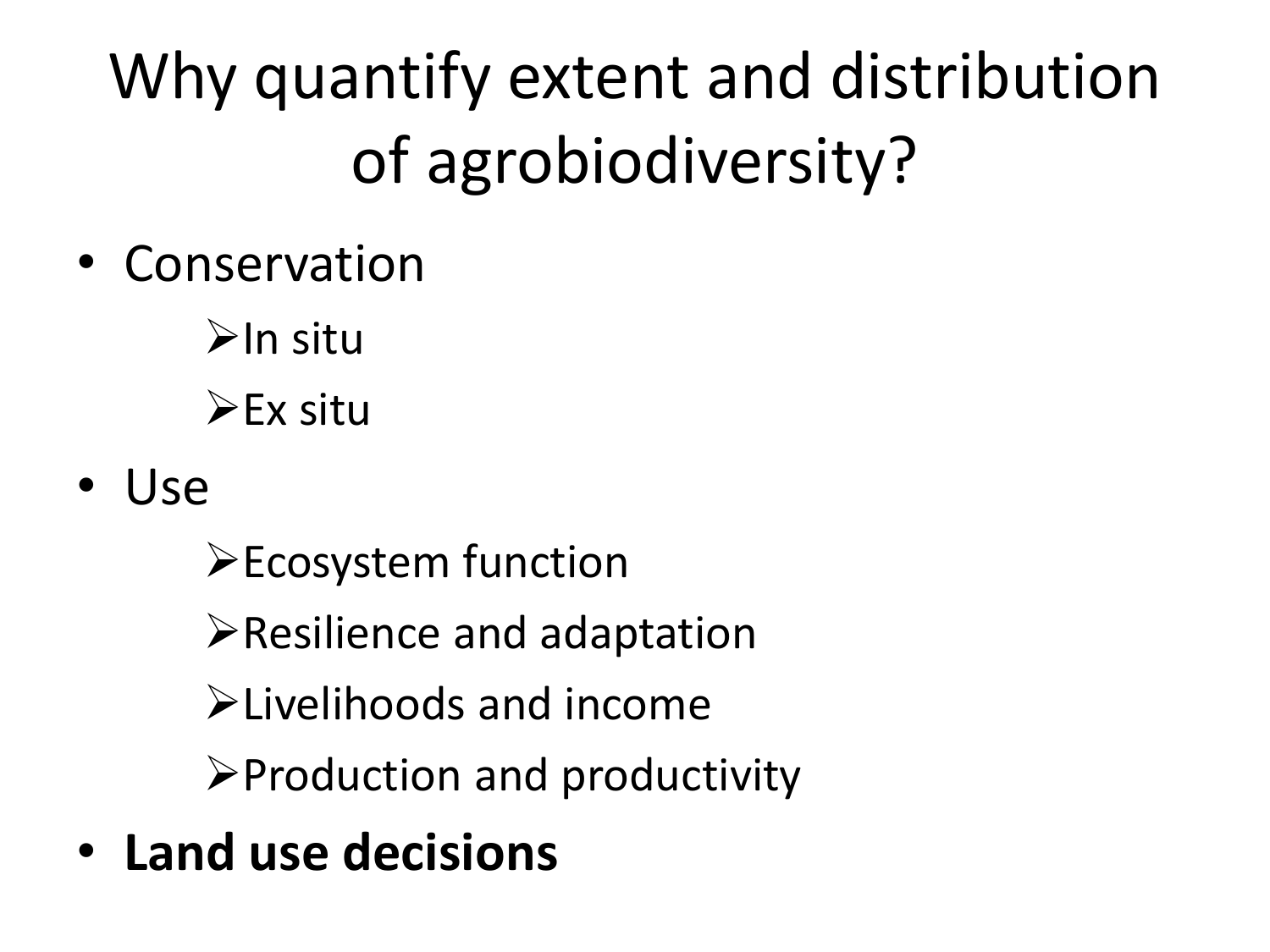# Why quantify extent and distribution of agrobiodiversity?

- Conservation
  - In situ
  - Ex situ
- Use
  - Ecosystem function
  - Resilience and adaptation
  - Livelihoods and income
  - Production and productivity
- **Land use decisions**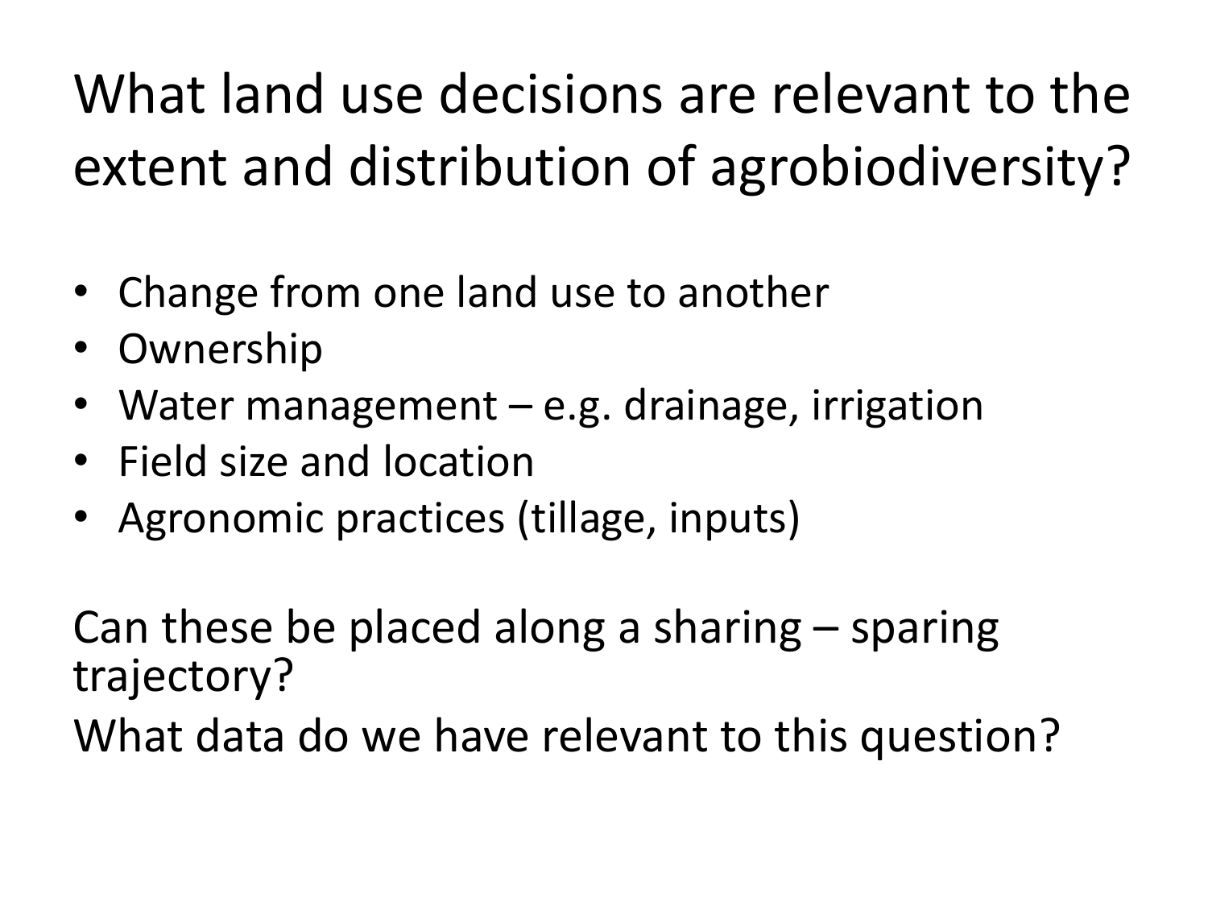# What land use decisions are relevant to the extent and distribution of agrobiodiversity?

- Change from one land use to another
- Ownership
- Water management – e.g. drainage, irrigation
- Field size and location
- Agronomic practices (tillage, inputs)

Can these be placed along a sharing – sparing trajectory?

What data do we have relevant to this question?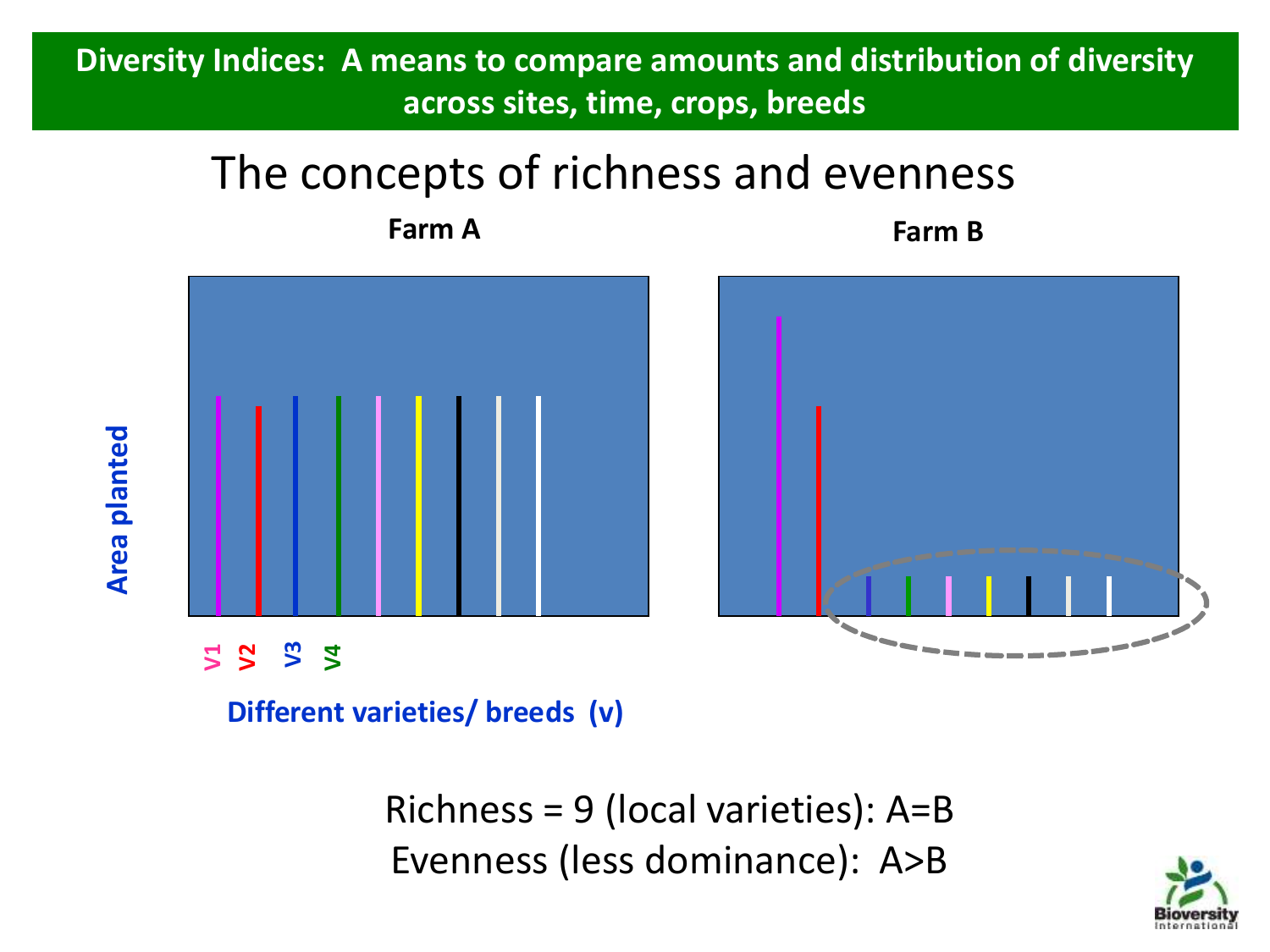# Diversity Indices: A means to compare amounts and distribution of diversity across sites, time, crops, breeds

## The concepts of richness and evenness

**Farm A**

**Farm B**

**Area planted**

V1 V2 V3 V4

**Different varieties/ breeds (v)**

Richness = 9 (local varieties): A=B

Evenness (less dominance): A>B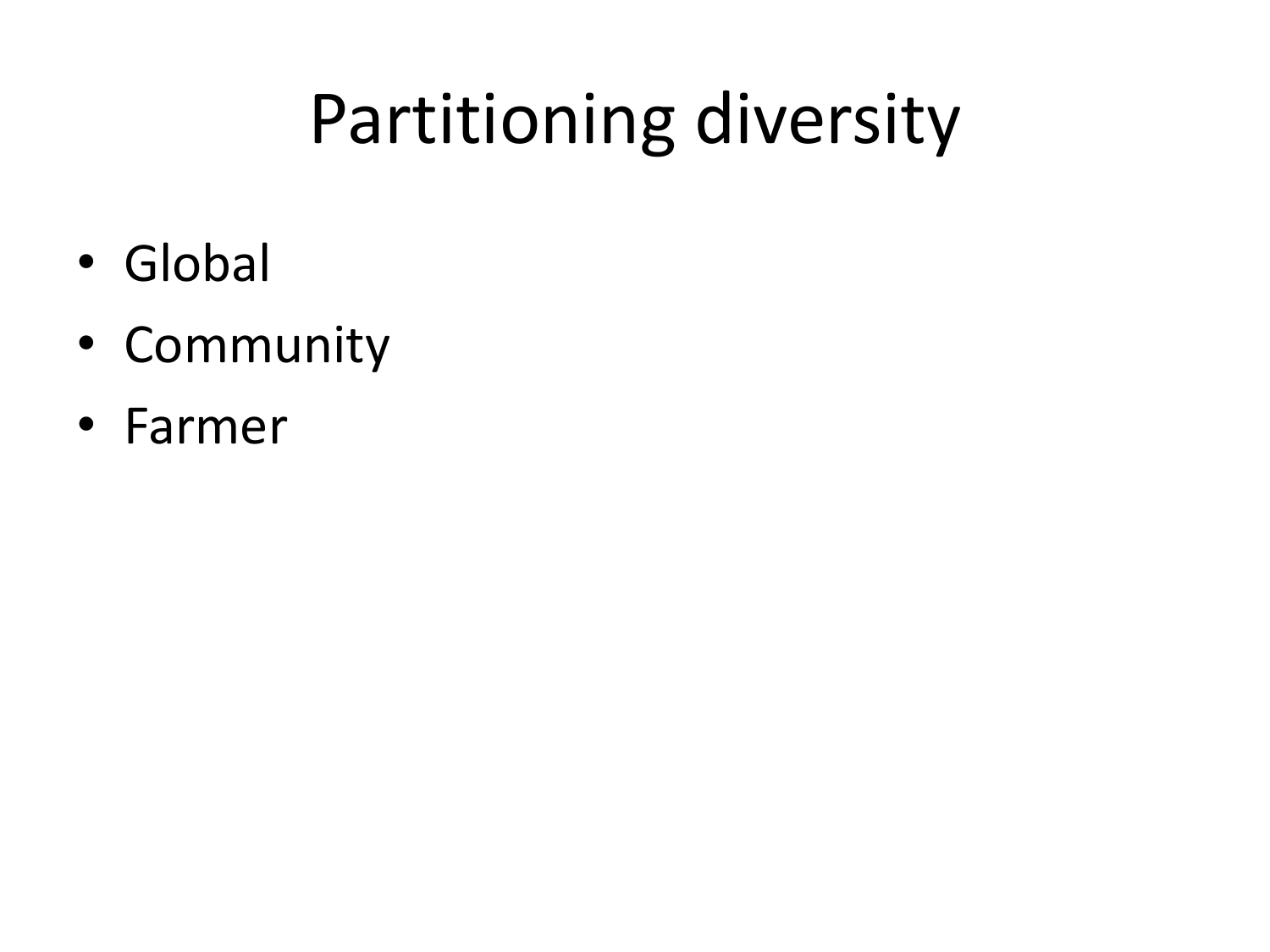# Partitioning diversity

- Global
- Community
- Farmer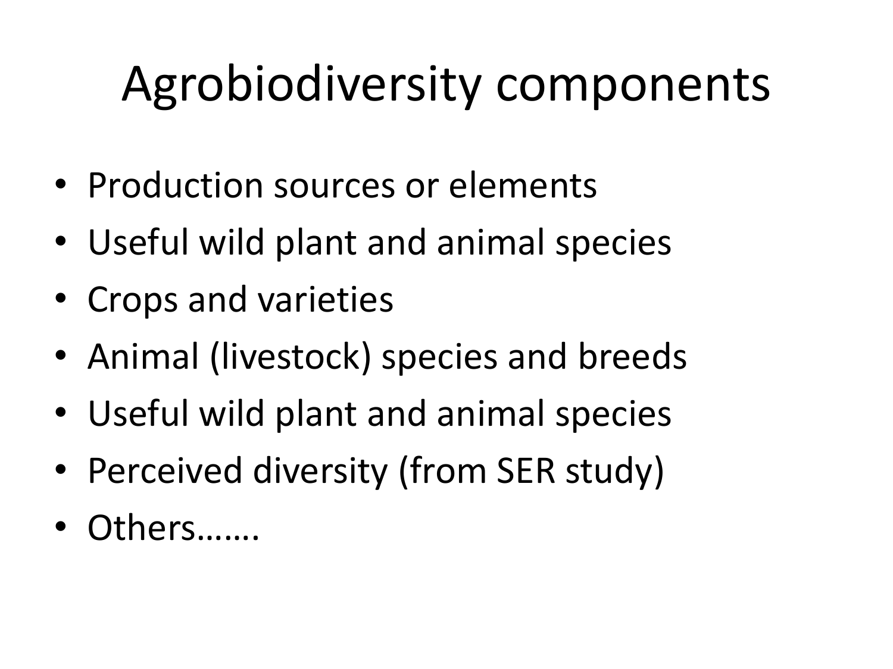# Agrobiodiversity components

- Production sources or elements
- Useful wild plant and animal species
- Crops and varieties
- Animal (livestock) species and breeds
- Useful wild plant and animal species
- Perceived diversity (from SER study)
- Others…….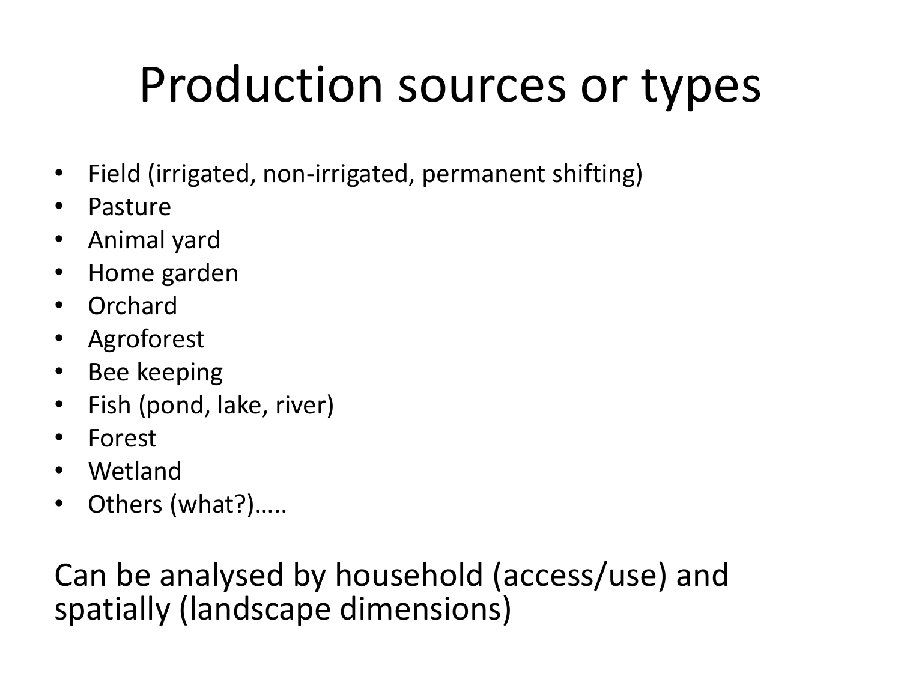# Production sources or types

- Field (irrigated, non-irrigated, permanent shifting)
- Pasture
- Animal yard
- Home garden
- Orchard
- Agroforest
- Bee keeping
- Fish (pond, lake, river)
- Forest
- Wetland
- Others (what?)…..

Can be analysed by household (access/use) and spatially (landscape dimensions)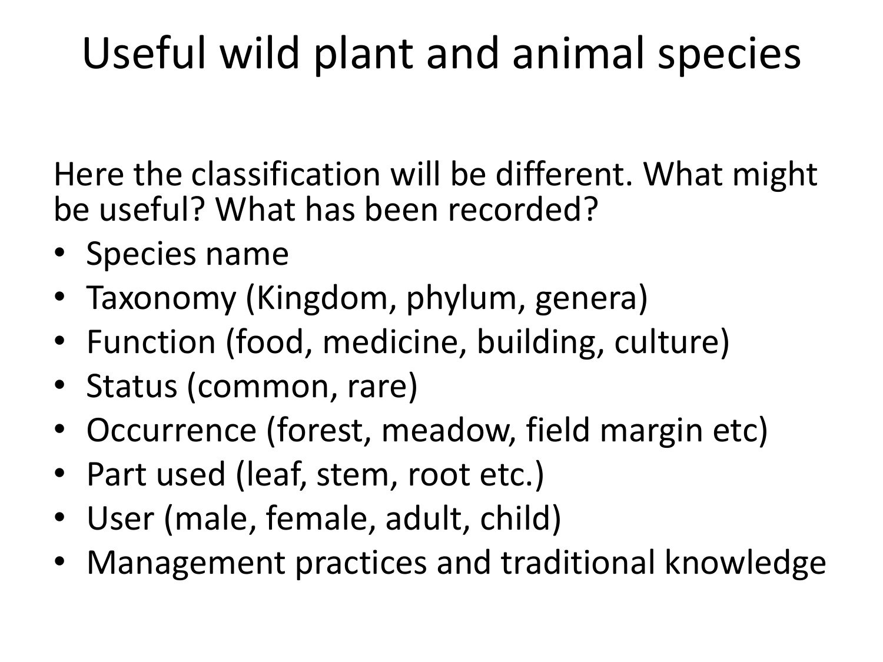# Useful wild plant and animal species

Here the classification will be different. What might be useful? What has been recorded?

- Species name
- Taxonomy (Kingdom, phylum, genera)
- Function (food, medicine, building, culture)
- Status (common, rare)
- Occurrence (forest, meadow, field margin etc)
- Part used (leaf, stem, root etc.)
- User (male, female, adult, child)
- Management practices and traditional knowledge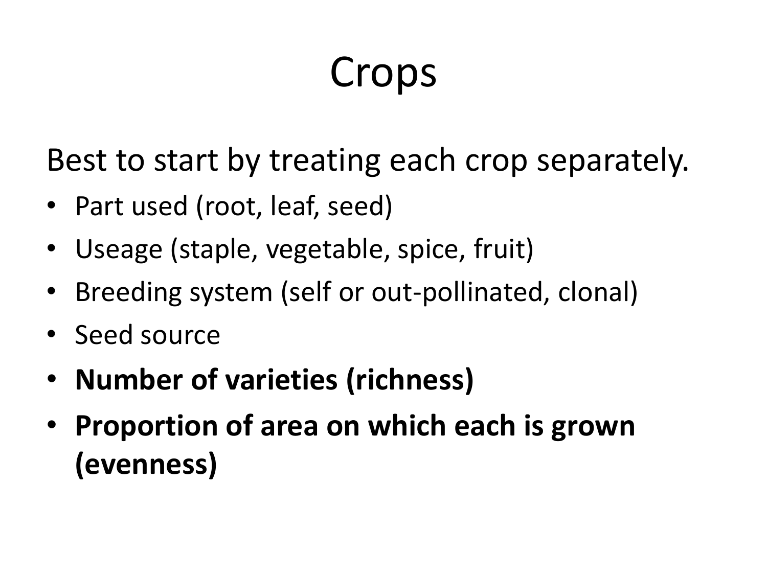# Crops

Best to start by treating each crop separately.

- Part used (root, leaf, seed)
- Useage (staple, vegetable, spice, fruit)
- Breeding system (self or out-pollinated, clonal)
- Seed source
- **Number of varieties (richness)**
- **Proportion of area on which each is grown (evenness)**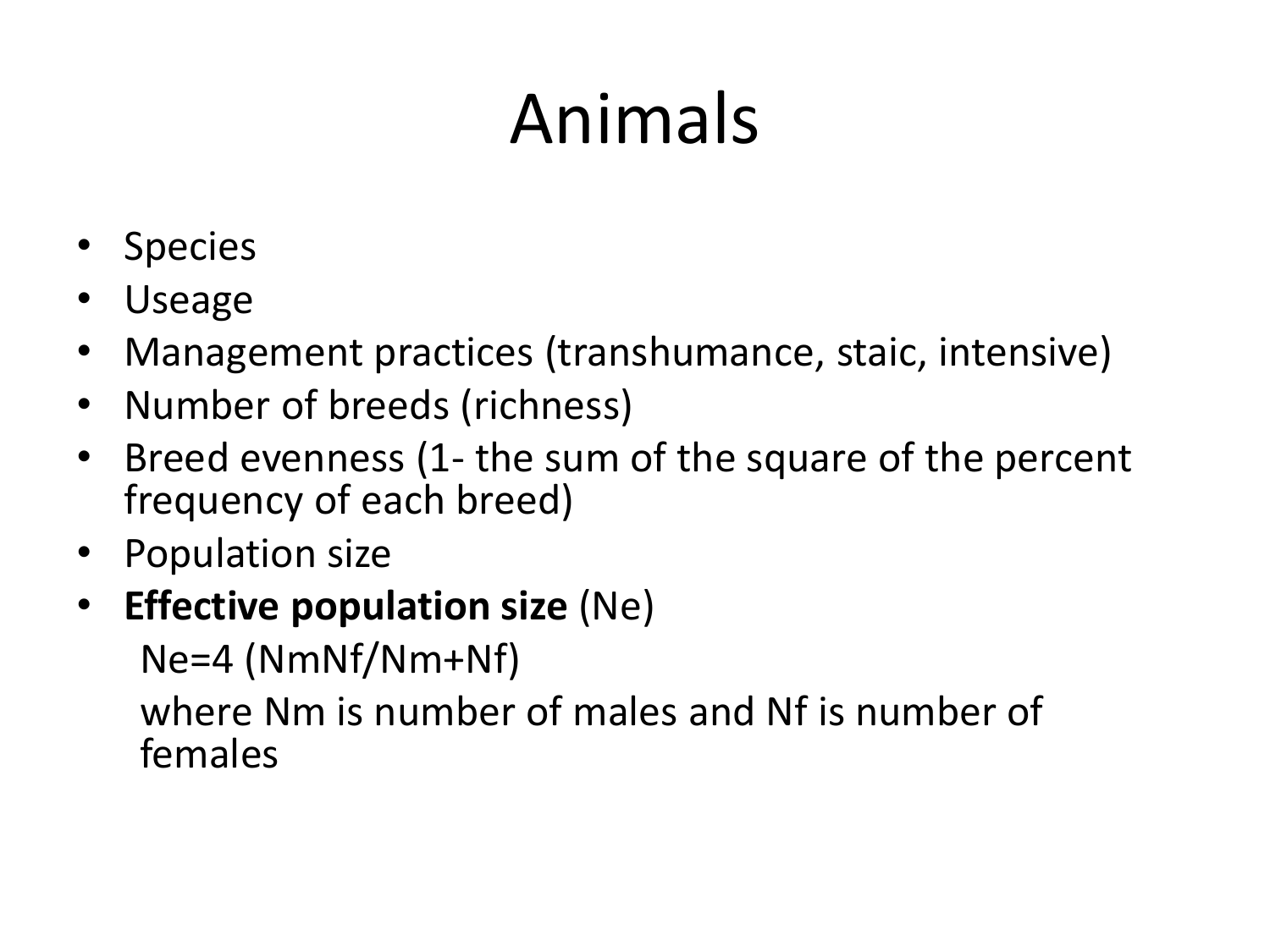# Animals

- Species
- Useage
- Management practices (transhumance, staic, intensive)
- Number of breeds (richness)
- Breed evenness (1- the sum of the square of the percent frequency of each breed)
- Population size
- **Effective population size** (Ne)

  $Ne=4 (NmNf/Nm+Nf)$

  where Nm is number of males and Nf is number of females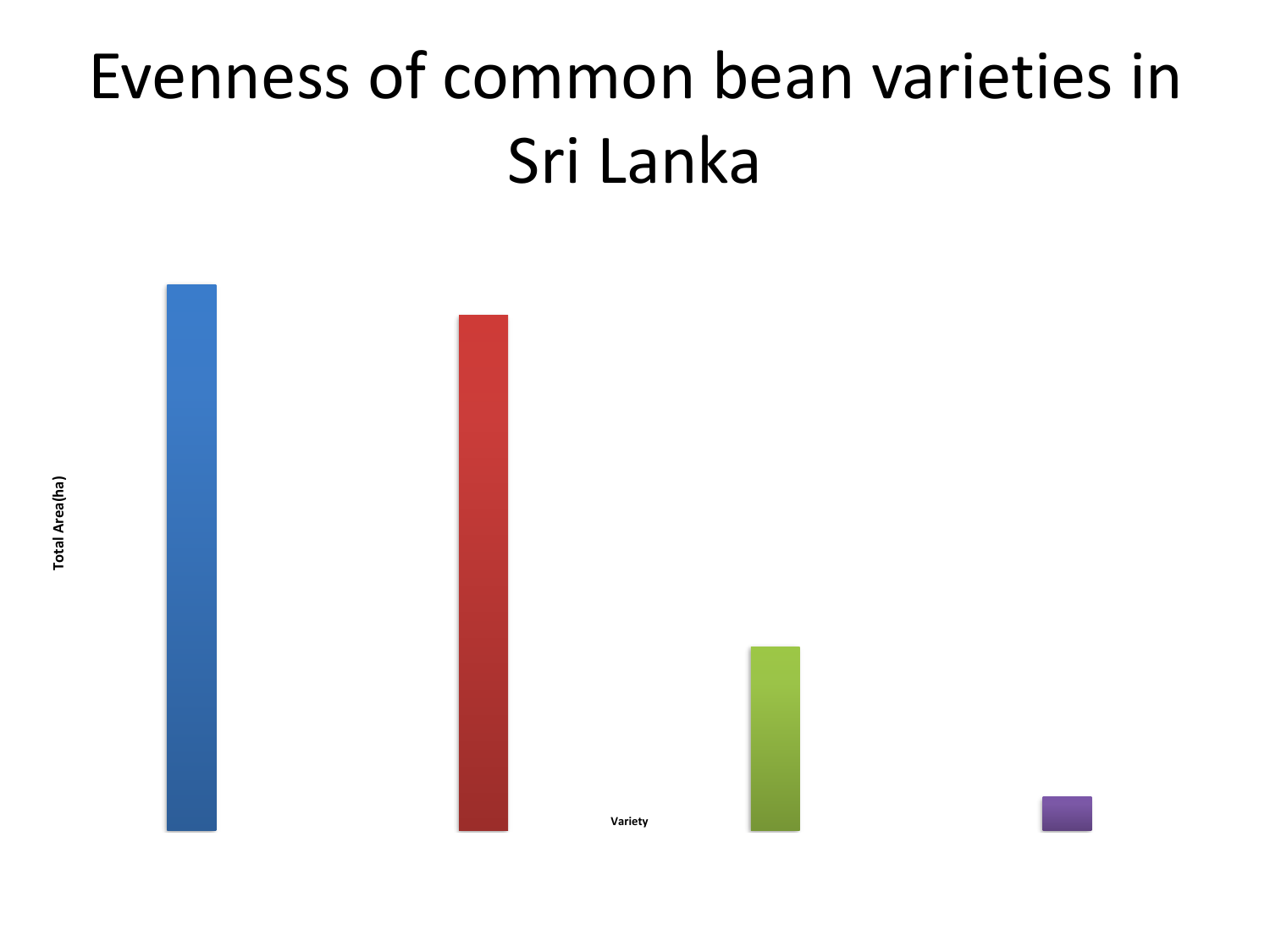# Evenness of common bean varieties in Sri Lanka

Total Area(ha)

Variety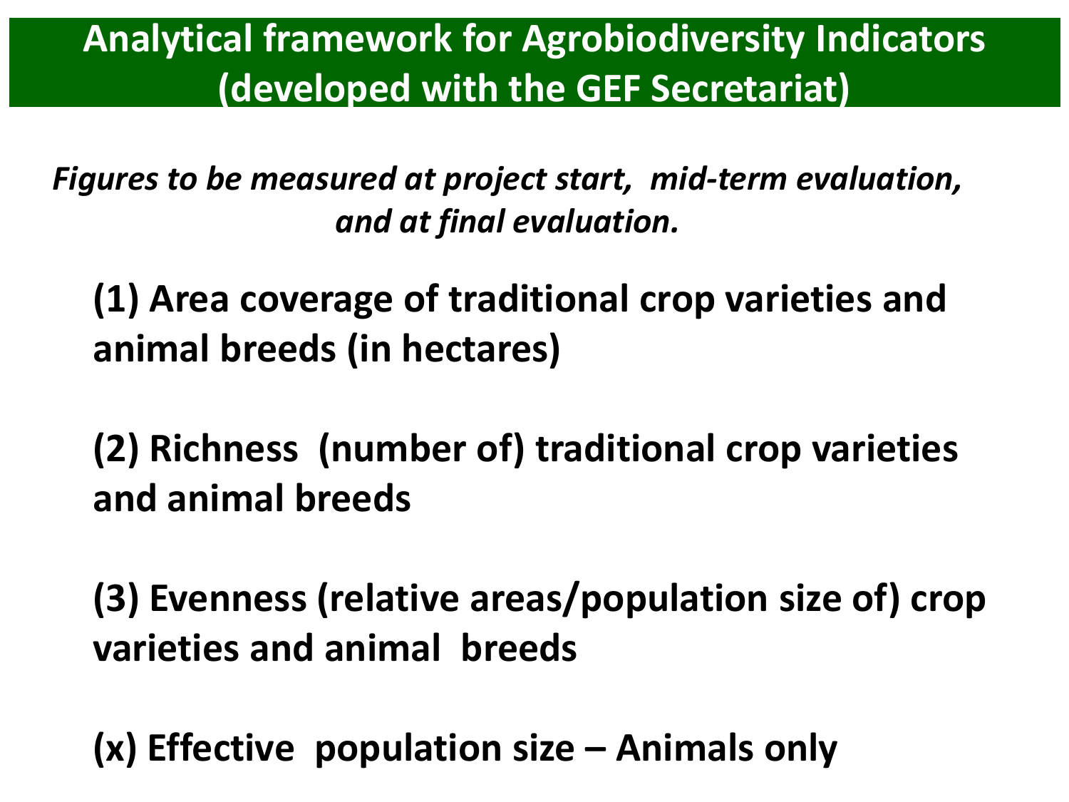# Analytical framework for Agrobiodiversity Indicators (developed with the GEF Secretariat)

*Figures to be measured at project start, mid-term evaluation, and at final evaluation.*

**(1) Area coverage of traditional crop varieties and animal breeds (in hectares)**

**(2) Richness (number of) traditional crop varieties and animal breeds**

**(3) Evenness (relative areas/population size of) crop varieties and animal breeds**

**(x) Effective population size – Animals only**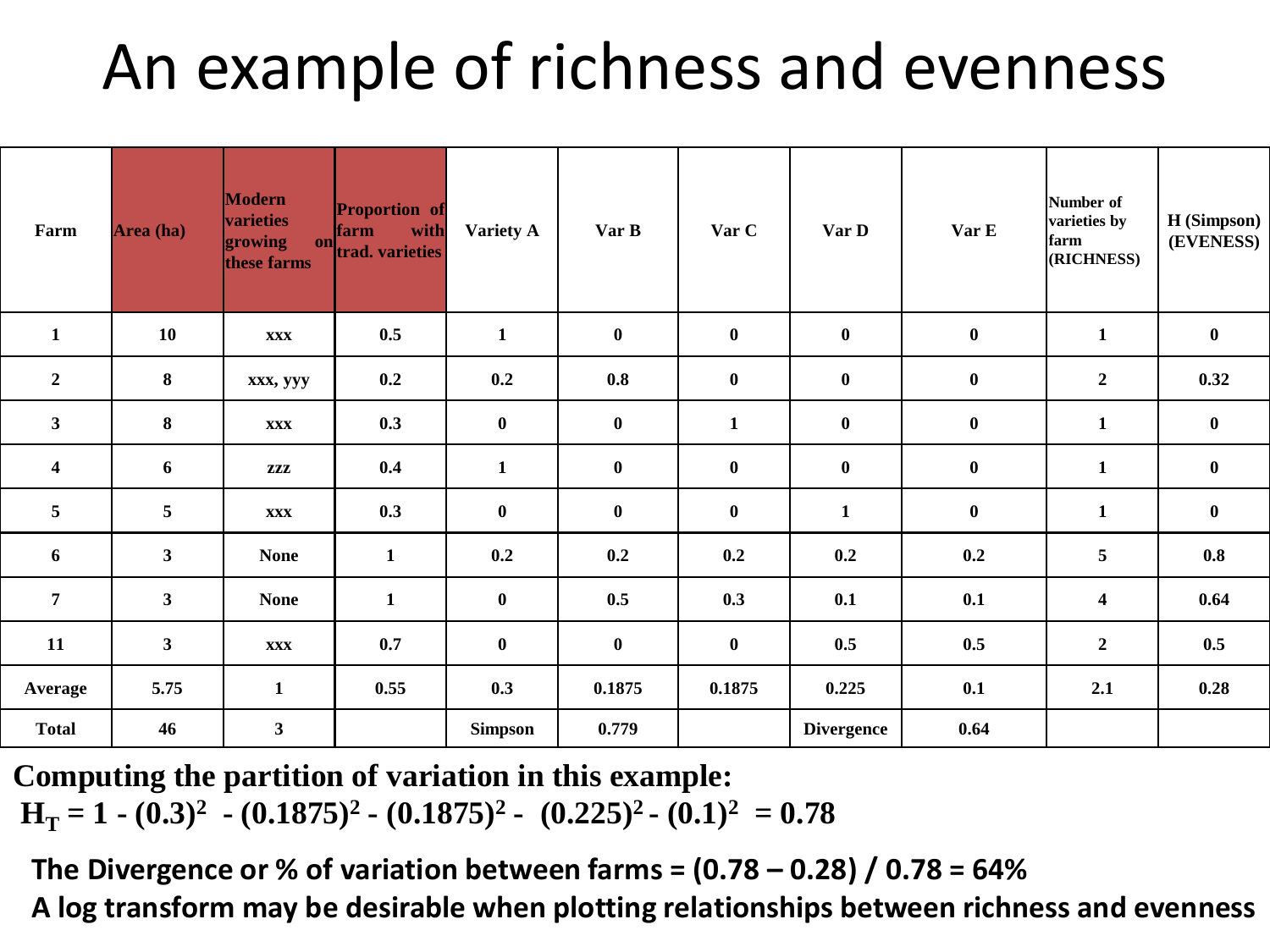# An example of richness and evenness

| Farm | Area (ha) | Modern varieties growing on these farms | Proportion of farm with trad. varieties | Variety A | Var B | Var C | Var D | Var E | Number of varieties by farm (RICHNESS) | H (Simpson) (EVENESS) |
|---|---|---|---|---|---|---|---|---|---|---|
| 1 | 10 | xxx | 0.5 | 1 | 0 | 0 | 0 | 0 | 1 | 0 |
| 2 | 8 | xxx, yyy | 0.2 | 0.2 | 0.8 | 0 | 0 | 0 | 2 | 0.32 |
| 3 | 8 | xxx | 0.3 | 0 | 0 | 1 | 0 | 0 | 1 | 0 |
| 4 | 6 | zzz | 0.4 | 1 | 0 | 0 | 0 | 0 | 1 | 0 |
| 5 | 5 | xxx | 0.3 | 0 | 0 | 0 | 1 | 0 | 1 | 0 |
| 6 | 3 | None | 1 | 0.2 | 0.2 | 0.2 | 0.2 | 0.2 | 5 | 0.8 |
| 7 | 3 | None | 1 | 0 | 0.5 | 0.3 | 0.1 | 0.1 | 4 | 0.64 |
| 11 | 3 | xxx | 0.7 | 0 | 0 | 0 | 0.5 | 0.5 | 2 | 0.5 |
| Average | 5.75 | 1 | 0.55 | 0.3 | 0.1875 | 0.1875 | 0.225 | 0.1 | 2.1 | 0.28 |
| Total | 46 | 3 | | Simpson | 0.779 | | Divergence | 0.64 | | |

**Computing the partition of variation in this example:**

$$H_T = 1 - (0.3)^2 - (0.1875)^2 - (0.1875)^2 - (0.225)^2 - (0.1)^2 = 0.78$$

**The Divergence or % of variation between farms = (0.78 – 0.28) / 0.78 = 64%**

**A log transform may be desirable when plotting relationships between richness and evenness**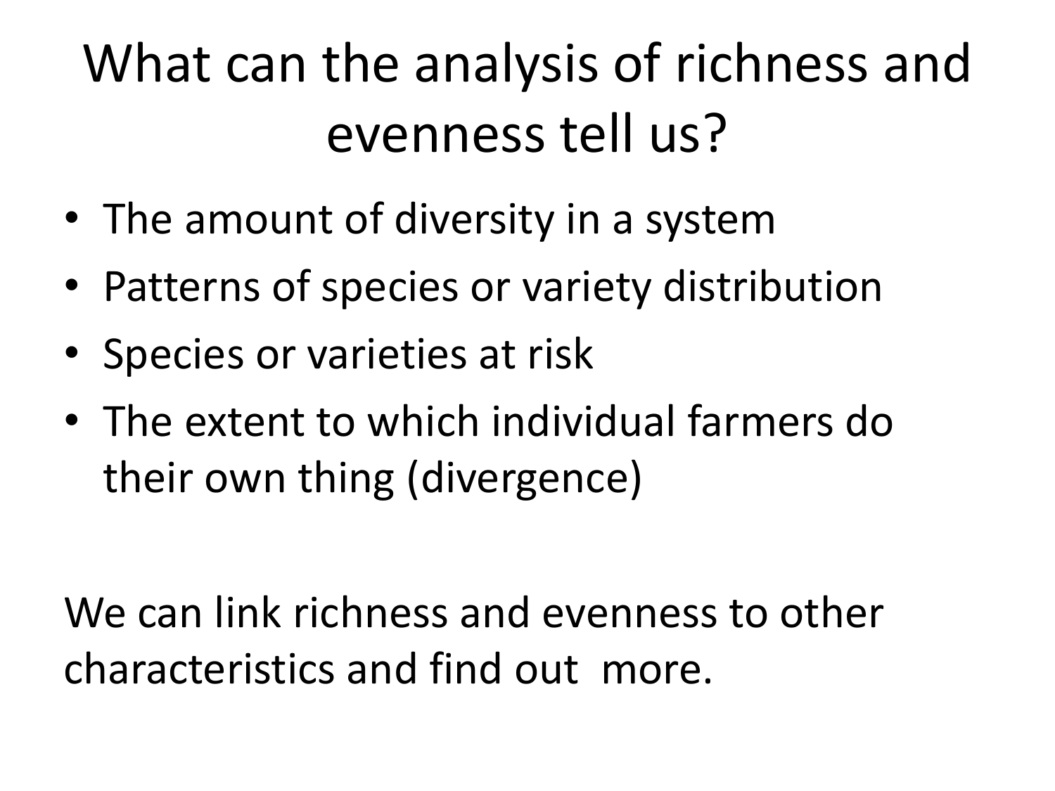# What can the analysis of richness and evenness tell us?

- The amount of diversity in a system
- Patterns of species or variety distribution
- Species or varieties at risk
- The extent to which individual farmers do their own thing (divergence)

We can link richness and evenness to other characteristics and find out more.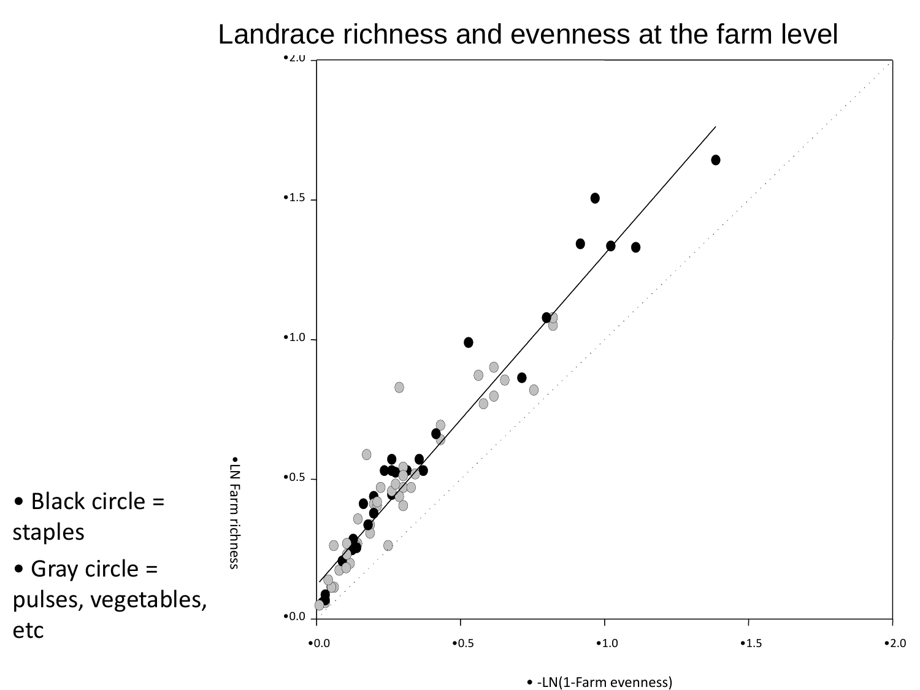# Landrace richness and evenness at the farm level

- Black circle = staples
- Gray circle = pulses, vegetables, etc

LN Farm richness

-LN(1-Farm evenness)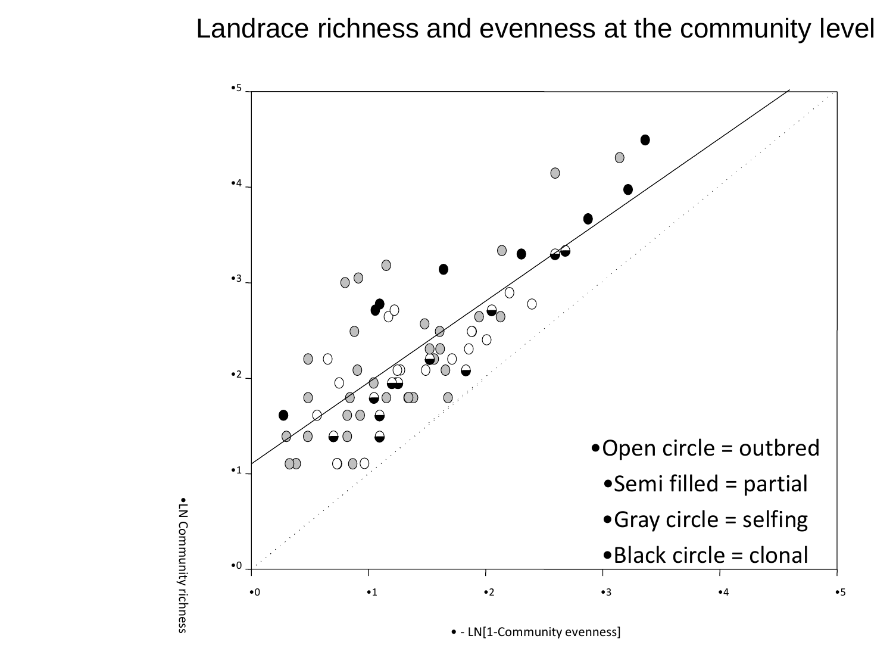# Landrace richness and evenness at the community level

•5

•4

•3

•2

•1

•0

•0 •1 •2 •3 •4 •5

•LN Community richness

• - LN[1-Community evenness]

- Open circle = outbred
- Semi filled = partial
- Gray circle = selfing
- Black circle = clonal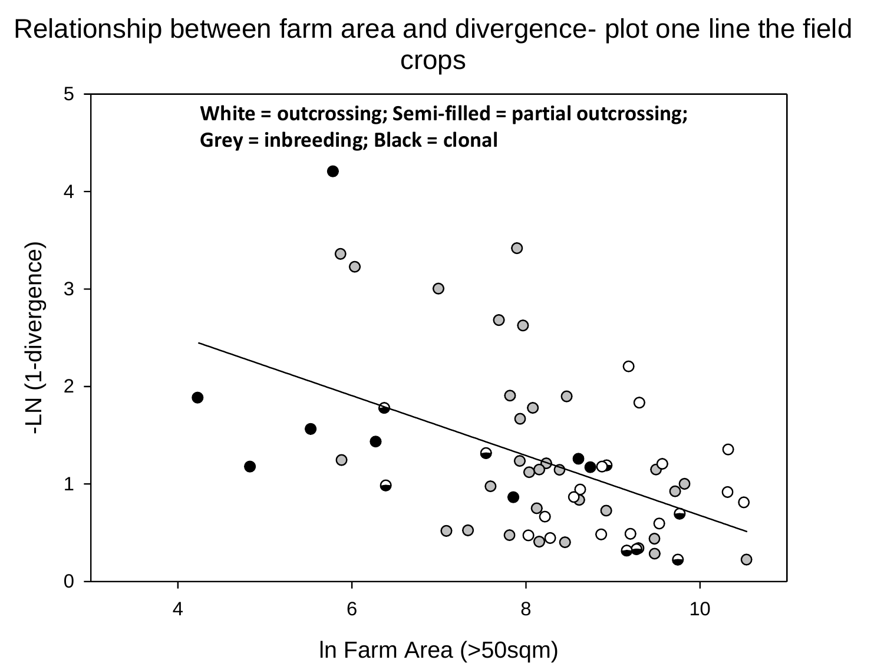# Relationship between farm area and divergence- plot one line the field crops

**White = outcrossing; Semi-filled = partial outcrossing;**
**Grey = inbreeding; Black = clonal**

-LN (1-divergence)

ln Farm Area (>50sqm)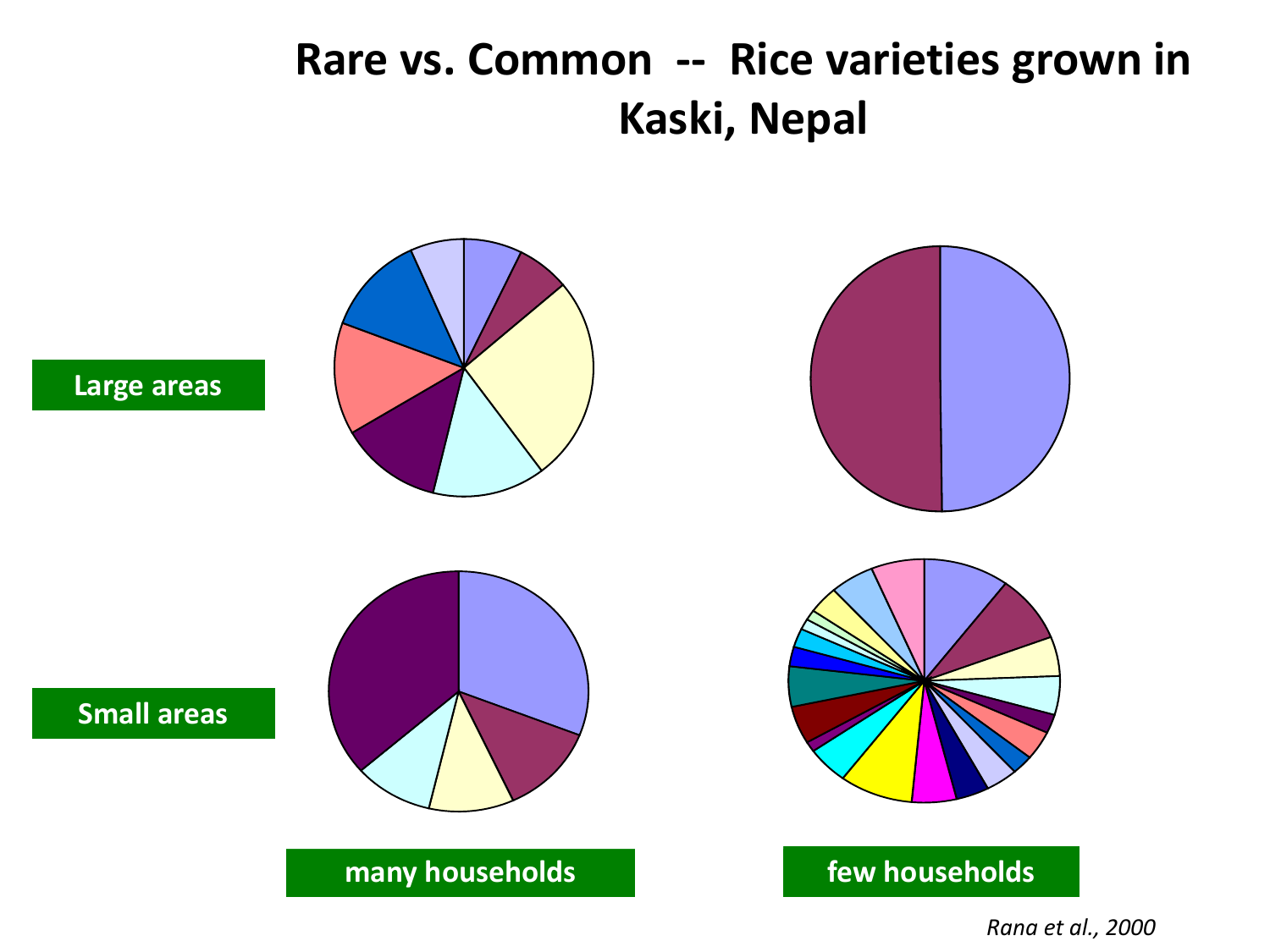# Rare vs. Common -- Rice varieties grown in Kaski, Nepal

**Large areas**

**Small areas**

**many households**

**few households**

*Rana et al., 2000*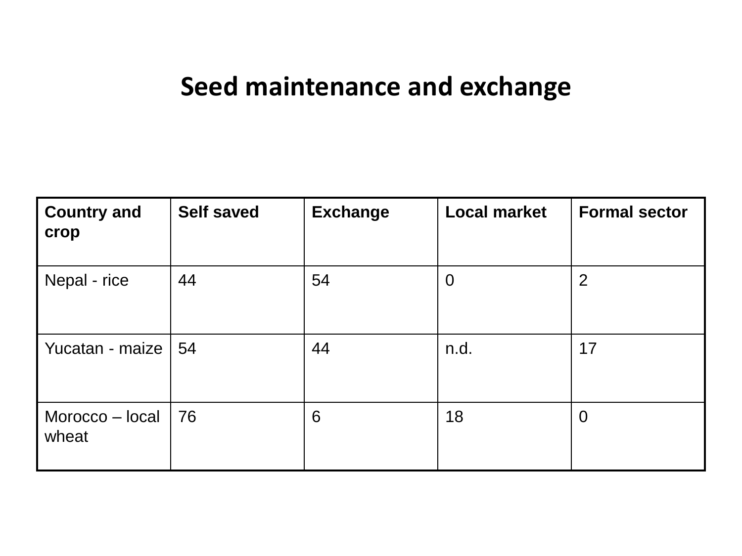# Seed maintenance and exchange

| Country and crop | Self saved | Exchange | Local market | Formal sector |
|---|---|---|---|---|
| Nepal - rice | 44 | 54 | 0 | 2 |
| Yucatan - maize | 54 | 44 | n.d. | 17 |
| Morocco – local wheat | 76 | 6 | 18 | 0 |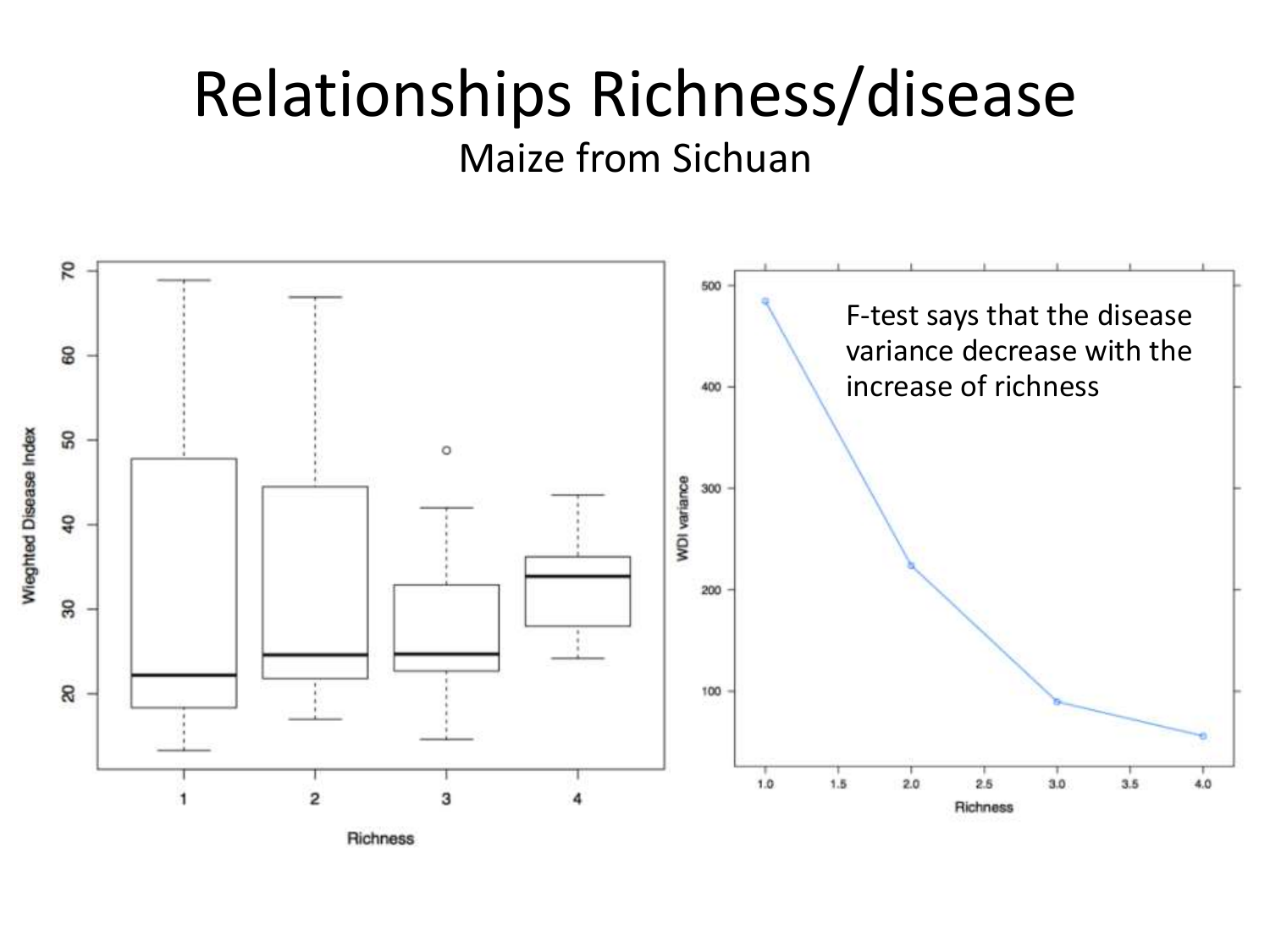# Relationships Richness/disease

## Maize from Sichuan

F-test says that the disease variance decrease with the increase of richness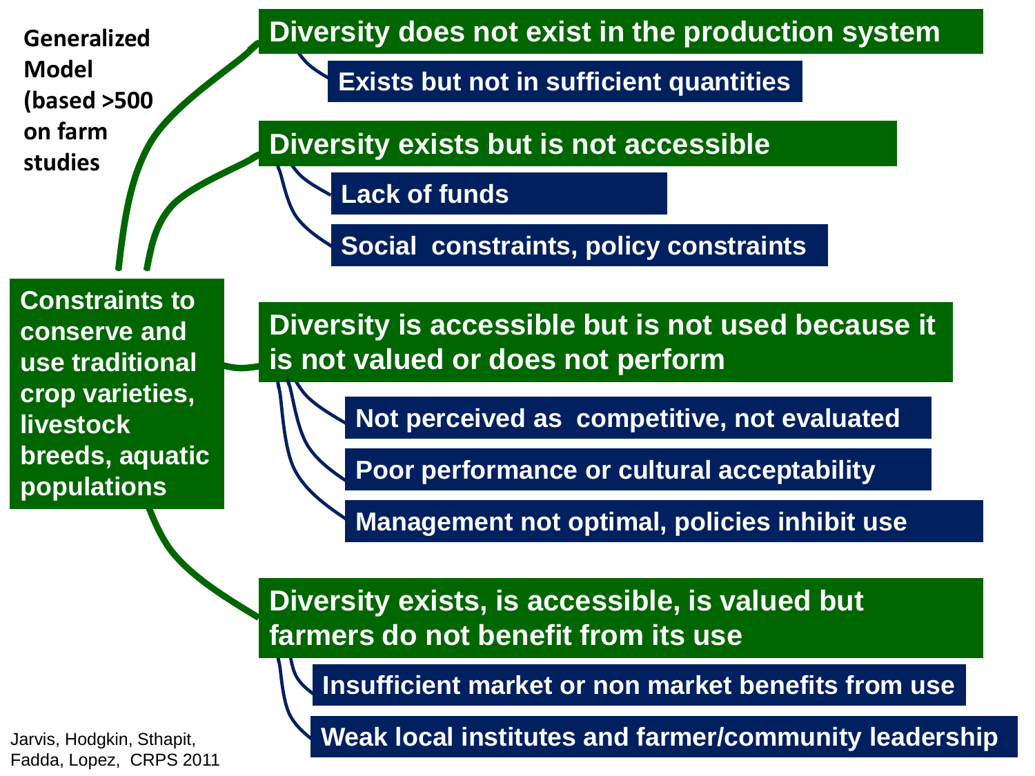**Generalized Model (based >500 on farm studies**

**Constraints to conserve and use traditional crop varieties, livestock breeds, aquatic populations**

- **Diversity does not exist in the production system**
  - Exists but not in sufficient quantities
- **Diversity exists but is not accessible**
  - Lack of funds
  - Social constraints, policy constraints
- **Diversity is accessible but is not used because it is not valued or does not perform**
  - Not perceived as competitive, not evaluated
  - Poor performance or cultural acceptability
  - Management not optimal, policies inhibit use
- **Diversity exists, is accessible, is valued but farmers do not benefit from its use**
  - Insufficient market or non market benefits from use
  - Weak local institutes and farmer/community leadership

Jarvis, Hodgkin, Sthapit, Fadda, Lopez, CRPS 2011